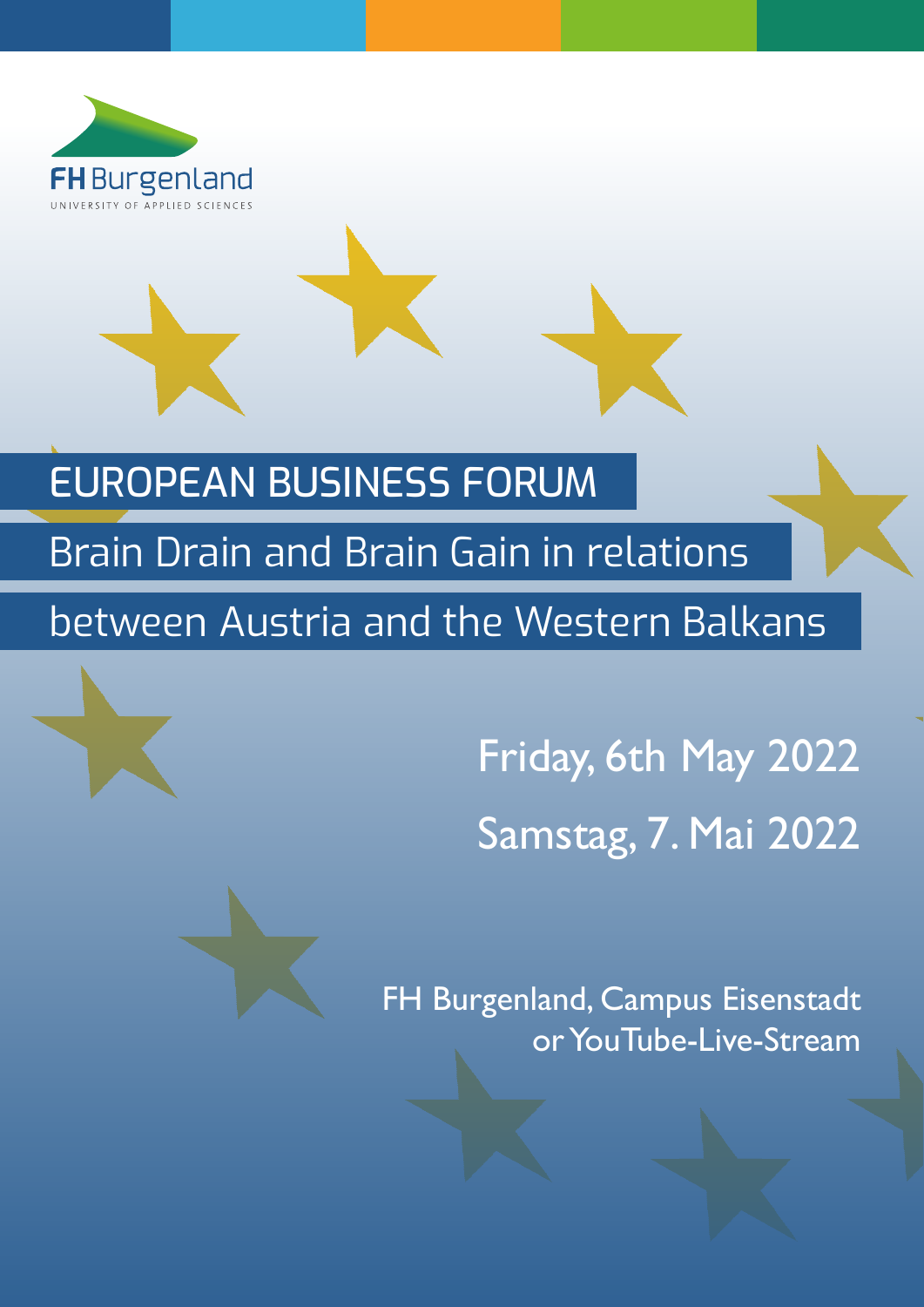FH Burgenland
UNIVERSITY OF APPLIED SCIENCES

# EUROPEAN BUSINESS FORUM

## Brain Drain and Brain Gain in relations between Austria and the Western Balkans

Friday, 6th May 2022

Samstag, 7. Mai 2022

FH Burgenland, Campus Eisenstadt
or YouTube-Live-Stream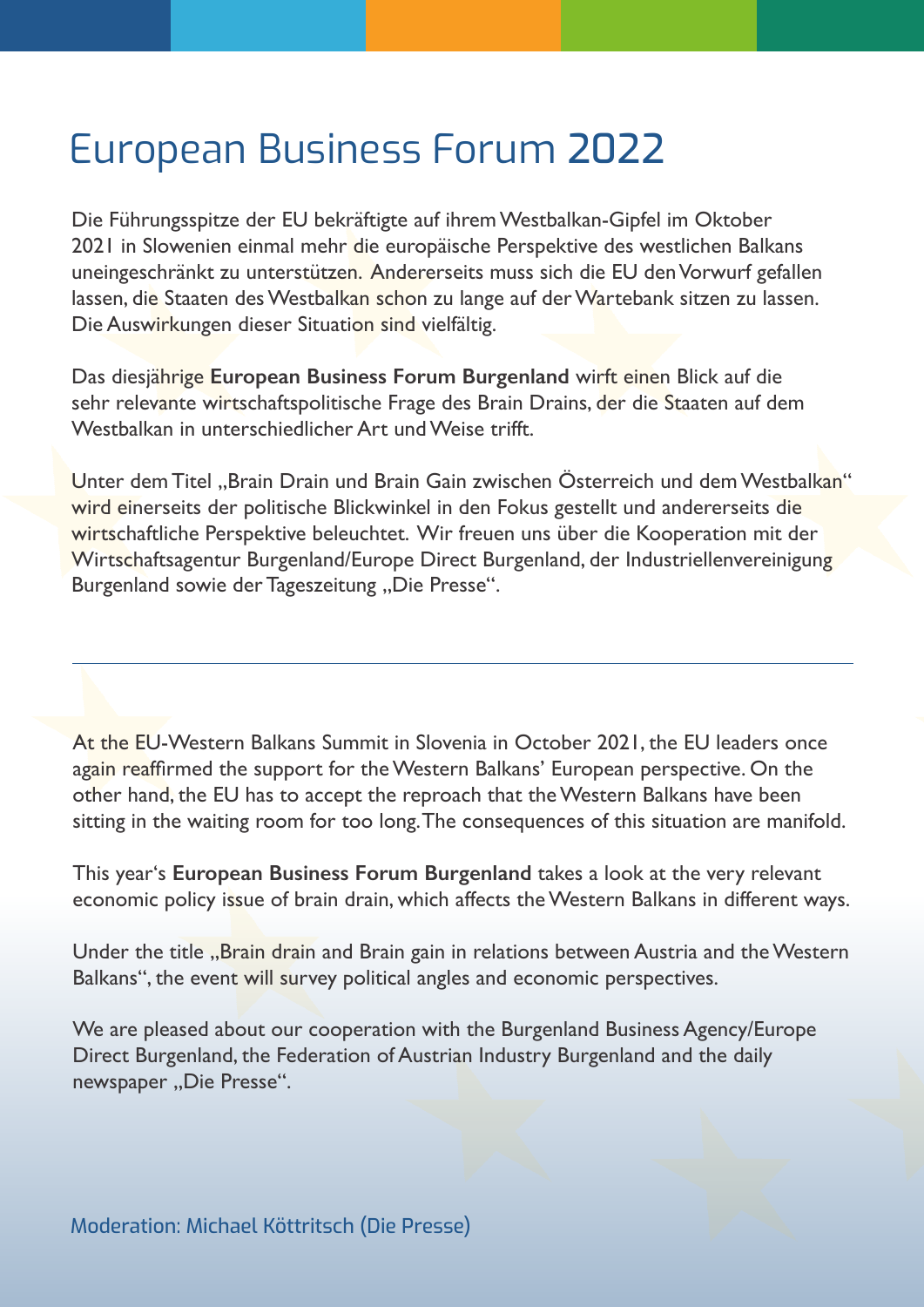# European Business Forum 2022

Die Führungsspitze der EU bekräftigte auf ihrem Westbalkan-Gipfel im Oktober 2021 in Slowenien einmal mehr die europäische Perspektive des westlichen Balkans uneingeschränkt zu unterstützen. Andererseits muss sich die EU den Vorwurf gefallen lassen, die Staaten des Westbalkan schon zu lange auf der Wartebank sitzen zu lassen. Die Auswirkungen dieser Situation sind vielfältig.

Das diesjährige **European Business Forum Burgenland** wirft einen Blick auf die sehr relevante wirtschaftspolitische Frage des Brain Drains, der die Staaten auf dem Westbalkan in unterschiedlicher Art und Weise trifft.

Unter dem Titel „Brain Drain und Brain Gain zwischen Österreich und dem Westbalkan" wird einerseits der politische Blickwinkel in den Fokus gestellt und andererseits die wirtschaftliche Perspektive beleuchtet. Wir freuen uns über die Kooperation mit der Wirtschaftsagentur Burgenland/Europe Direct Burgenland, der Industriellenvereinigung Burgenland sowie der Tageszeitung „Die Presse".

---

At the EU-Western Balkans Summit in Slovenia in October 2021, the EU leaders once again reaffirmed the support for the Western Balkans' European perspective. On the other hand, the EU has to accept the reproach that the Western Balkans have been sitting in the waiting room for too long. The consequences of this situation are manifold.

This year's **European Business Forum Burgenland** takes a look at the very relevant economic policy issue of brain drain, which affects the Western Balkans in different ways.

Under the title „Brain drain and Brain gain in relations between Austria and the Western Balkans", the event will survey political angles and economic perspectives.

We are pleased about our cooperation with the Burgenland Business Agency/Europe Direct Burgenland, the Federation of Austrian Industry Burgenland and the daily newspaper „Die Presse".

Moderation: Michael Köttritsch (Die Presse)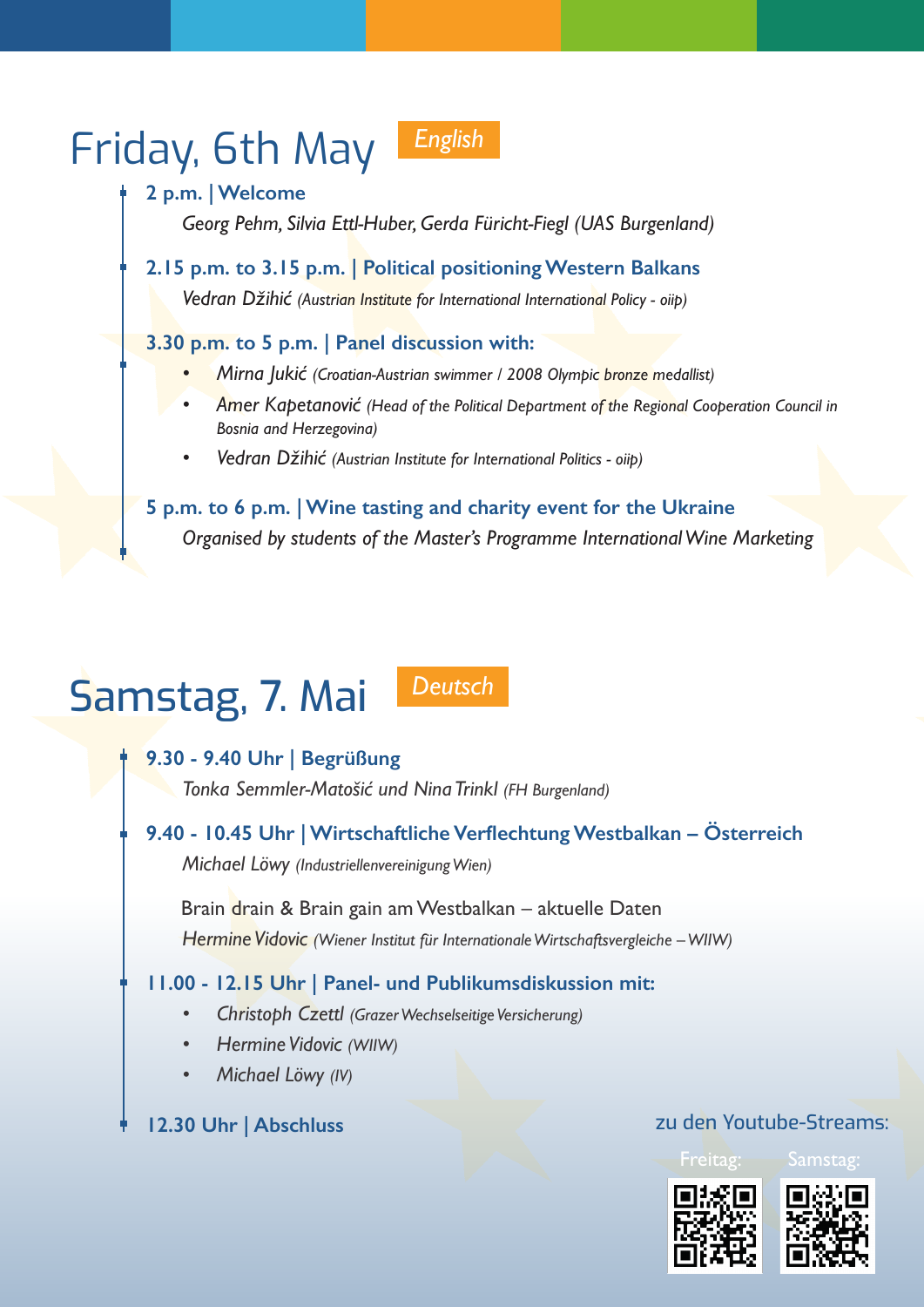# Friday, 6th May *English*

**2 p.m. | Welcome**

*Georg Pehm, Silvia Ettl-Huber, Gerda Füricht-Fiegl (UAS Burgenland)*

**2.15 p.m. to 3.15 p.m. | Political positioning Western Balkans**

*Vedran Džihić (Austrian Institute for International International Policy - oiip)*

**3.30 p.m. to 5 p.m. | Panel discussion with:**

- *Mirna Jukić (Croatian-Austrian swimmer / 2008 Olympic bronze medallist)*
- *Amer Kapetanović (Head of the Political Department of the Regional Cooperation Council in Bosnia and Herzegovina)*
- *Vedran Džihić (Austrian Institute for International Politics - oiip)*

**5 p.m. to 6 p.m. | Wine tasting and charity event for the Ukraine**

*Organised by students of the Master's Programme International Wine Marketing*

# Samstag, 7. Mai *Deutsch*

**9.30 - 9.40 Uhr | Begrüßung**

*Tonka Semmler-Matošić und Nina Trinkl (FH Burgenland)*

**9.40 - 10.45 Uhr | Wirtschaftliche Verflechtung Westbalkan – Österreich**

*Michael Löwy (Industriellenvereinigung Wien)*

Brain drain & Brain gain am Westbalkan – aktuelle Daten

*Hermine Vidovic (Wiener Institut für Internationale Wirtschaftsvergleiche – WIIW)*

**11.00 - 12.15 Uhr | Panel- und Publikumsdiskussion mit:**

- *Christoph Czettl (Grazer Wechselseitige Versicherung)*
- *Hermine Vidovic (WIIW)*
- *Michael Löwy (IV)*

**12.30 Uhr | Abschluss**

zu den Youtube-Streams:

Freitag: Samstag: